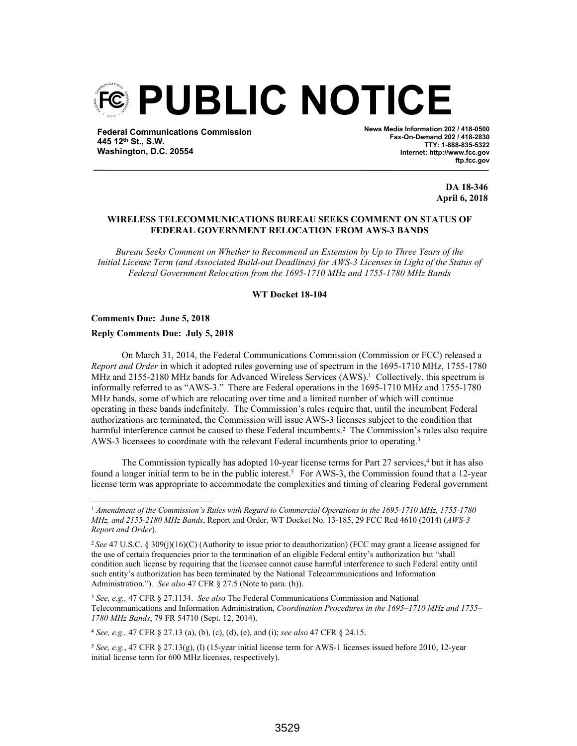# PUBLIC NOTICE

**Federal Communications Commission**
**445 12th St., S.W.**
**Washington, D.C. 20554**

**News Media Information 202 / 418-0500**
**Fax-On-Demand 202 / 418-2830**
**TTY: 1-888-835-5322**
**Internet: http://www.fcc.gov**
**ftp.fcc.gov**

**DA 18-346**
**April 6, 2018**

**WIRELESS TELECOMMUNICATIONS BUREAU SEEKS COMMENT ON STATUS OF FEDERAL GOVERNMENT RELOCATION FROM AWS-3 BANDS**

*Bureau Seeks Comment on Whether to Recommend an Extension by Up to Three Years of the Initial License Term (and Associated Build-out Deadlines) for AWS-3 Licenses in Light of the Status of Federal Government Relocation from the 1695-1710 MHz and 1755-1780 MHz Bands*

**WT Docket 18-104**

**Comments Due: June 5, 2018**

**Reply Comments Due: July 5, 2018**

On March 31, 2014, the Federal Communications Commission (Commission or FCC) released a *Report and Order* in which it adopted rules governing use of spectrum in the 1695-1710 MHz, 1755-1780 MHz and 2155-2180 MHz bands for Advanced Wireless Services (AWS).[1] Collectively, this spectrum is informally referred to as "AWS-3." There are Federal operations in the 1695-1710 MHz and 1755-1780 MHz bands, some of which are relocating over time and a limited number of which will continue operating in these bands indefinitely. The Commission's rules require that, until the incumbent Federal authorizations are terminated, the Commission will issue AWS-3 licenses subject to the condition that harmful interference cannot be caused to these Federal incumbents.[2] The Commission's rules also require AWS-3 licensees to coordinate with the relevant Federal incumbents prior to operating.[3]

The Commission typically has adopted 10-year license terms for Part 27 services,[4] but it has also found a longer initial term to be in the public interest.[5] For AWS-3, the Commission found that a 12-year license term was appropriate to accommodate the complexities and timing of clearing Federal government

---

[1] *Amendment of the Commission's Rules with Regard to Commercial Operations in the 1695-1710 MHz, 1755-1780 MHz, and 2155-2180 MHz Bands*, Report and Order, WT Docket No. 13-185, 29 FCC Rcd 4610 (2014) (*AWS-3 Report and Order*).

[2] *See* 47 U.S.C. § 309(j)(16)(C) (Authority to issue prior to deauthorization) (FCC may grant a license assigned for the use of certain frequencies prior to the termination of an eligible Federal entity's authorization but "shall condition such license by requiring that the licensee cannot cause harmful interference to such Federal entity until such entity's authorization has been terminated by the National Telecommunications and Information Administration."). *See also* 47 CFR § 27.5 (Note to para. (h)).

[3] *See, e.g.,* 47 CFR § 27.1134. *See also* The Federal Communications Commission and National Telecommunications and Information Administration, *Coordination Procedures in the 1695–1710 MHz and 1755–1780 MHz Bands*, 79 FR 54710 (Sept. 12, 2014).

[4] *See, e.g.,* 47 CFR § 27.13 (a), (b), (c), (d), (e), and (i); *see also* 47 CFR § 24.15.

[5] *See, e.g.*, 47 CFR § 27.13(g), (l) (15-year initial license term for AWS-1 licenses issued before 2010, 12-year initial license term for 600 MHz licenses, respectively).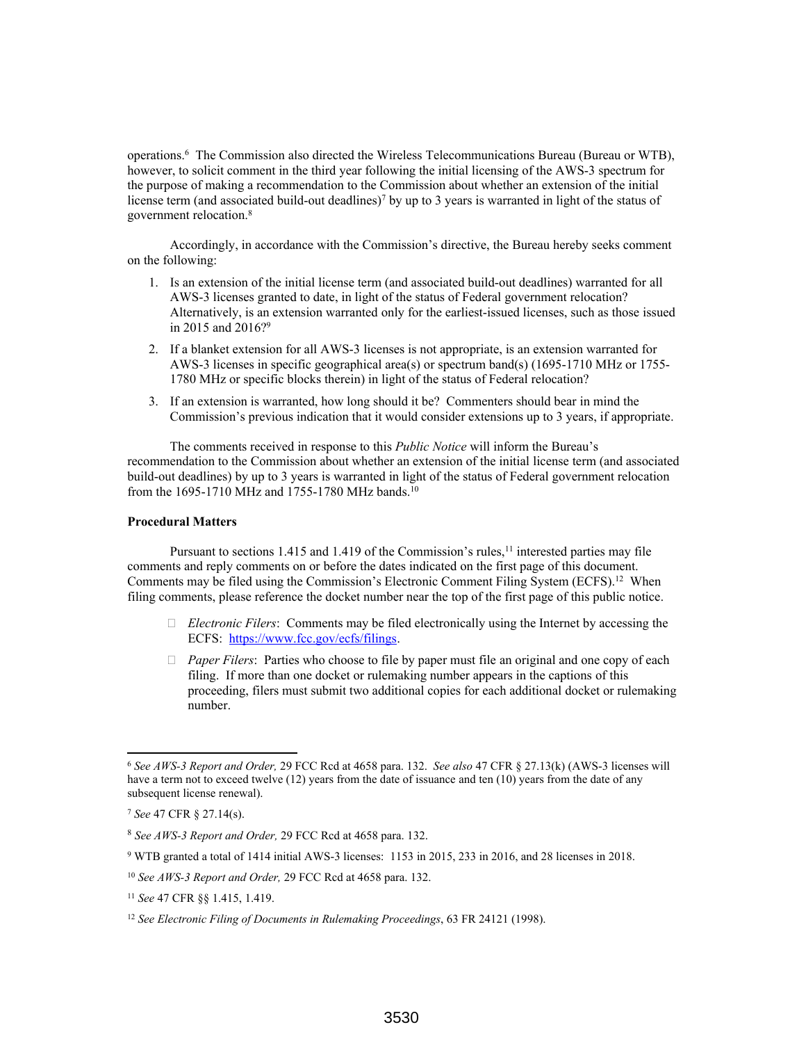operations.[6] The Commission also directed the Wireless Telecommunications Bureau (Bureau or WTB), however, to solicit comment in the third year following the initial licensing of the AWS-3 spectrum for the purpose of making a recommendation to the Commission about whether an extension of the initial license term (and associated build-out deadlines)[7] by up to 3 years is warranted in light of the status of government relocation.[8]

Accordingly, in accordance with the Commission's directive, the Bureau hereby seeks comment on the following:

1. Is an extension of the initial license term (and associated build-out deadlines) warranted for all AWS-3 licenses granted to date, in light of the status of Federal government relocation? Alternatively, is an extension warranted only for the earliest-issued licenses, such as those issued in 2015 and 2016?[9]
2. If a blanket extension for all AWS-3 licenses is not appropriate, is an extension warranted for AWS-3 licenses in specific geographical area(s) or spectrum band(s) (1695-1710 MHz or 1755-1780 MHz or specific blocks therein) in light of the status of Federal relocation?
3. If an extension is warranted, how long should it be? Commenters should bear in mind the Commission's previous indication that it would consider extensions up to 3 years, if appropriate.

The comments received in response to this *Public Notice* will inform the Bureau's recommendation to the Commission about whether an extension of the initial license term (and associated build-out deadlines) by up to 3 years is warranted in light of the status of Federal government relocation from the 1695-1710 MHz and 1755-1780 MHz bands.[10]

**Procedural Matters**

Pursuant to sections 1.415 and 1.419 of the Commission's rules,[11] interested parties may file comments and reply comments on or before the dates indicated on the first page of this document. Comments may be filed using the Commission's Electronic Comment Filing System (ECFS).[12] When filing comments, please reference the docket number near the top of the first page of this public notice.

- *Electronic Filers*: Comments may be filed electronically using the Internet by accessing the ECFS: https://www.fcc.gov/ecfs/filings.
- *Paper Filers*: Parties who choose to file by paper must file an original and one copy of each filing. If more than one docket or rulemaking number appears in the captions of this proceeding, filers must submit two additional copies for each additional docket or rulemaking number.

---

[6] *See AWS-3 Report and Order,* 29 FCC Rcd at 4658 para. 132. *See also* 47 CFR § 27.13(k) (AWS-3 licenses will have a term not to exceed twelve (12) years from the date of issuance and ten (10) years from the date of any subsequent license renewal).

[7] *See* 47 CFR § 27.14(s).

[8] *See AWS-3 Report and Order,* 29 FCC Rcd at 4658 para. 132.

[9] WTB granted a total of 1414 initial AWS-3 licenses: 1153 in 2015, 233 in 2016, and 28 licenses in 2018.

[10] *See AWS-3 Report and Order,* 29 FCC Rcd at 4658 para. 132.

[11] *See* 47 CFR §§ 1.415, 1.419.

[12] *See Electronic Filing of Documents in Rulemaking Proceedings*, 63 FR 24121 (1998).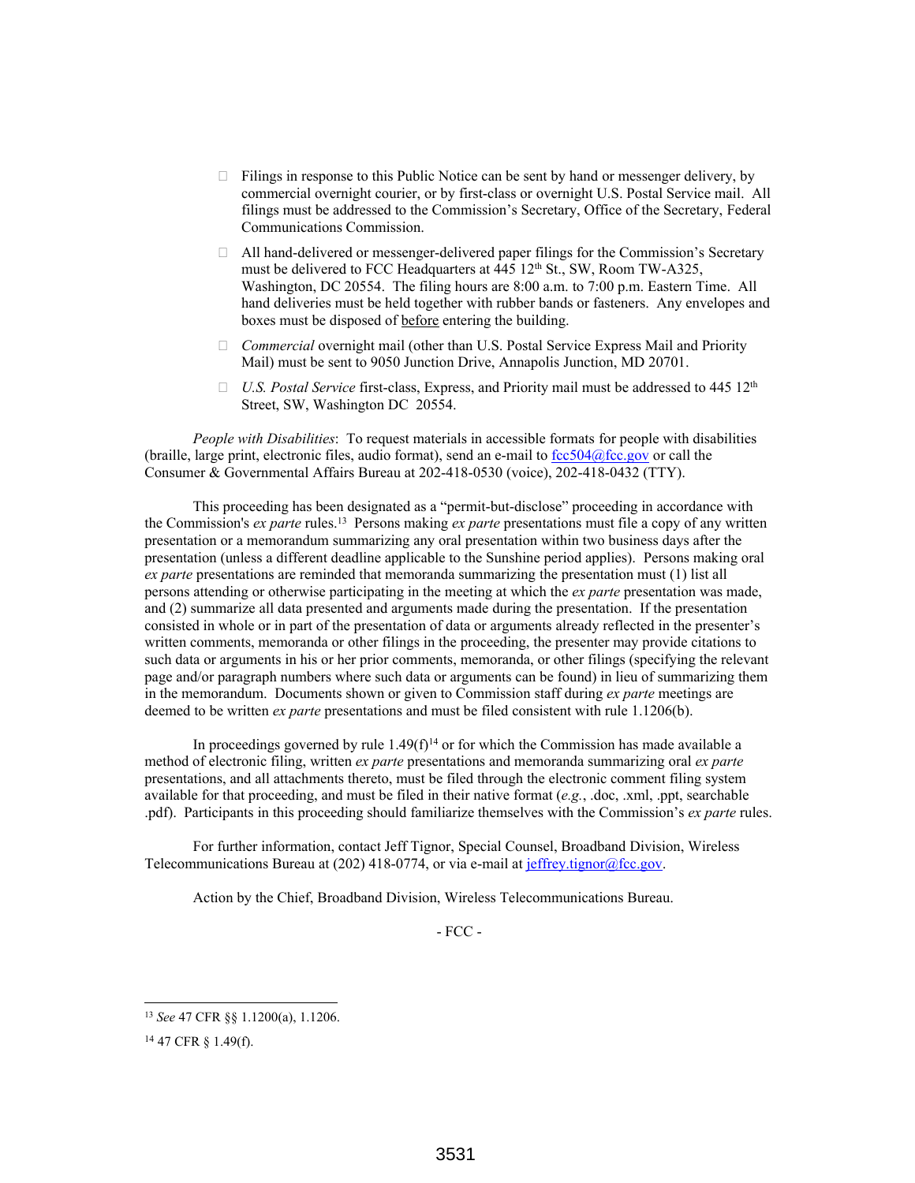- Filings in response to this Public Notice can be sent by hand or messenger delivery, by commercial overnight courier, or by first-class or overnight U.S. Postal Service mail. All filings must be addressed to the Commission's Secretary, Office of the Secretary, Federal Communications Commission.

- All hand-delivered or messenger-delivered paper filings for the Commission's Secretary must be delivered to FCC Headquarters at 445 12th St., SW, Room TW-A325, Washington, DC 20554. The filing hours are 8:00 a.m. to 7:00 p.m. Eastern Time. All hand deliveries must be held together with rubber bands or fasteners. Any envelopes and boxes must be disposed of before entering the building.

- *Commercial* overnight mail (other than U.S. Postal Service Express Mail and Priority Mail) must be sent to 9050 Junction Drive, Annapolis Junction, MD 20701.

- *U.S. Postal Service* first-class, Express, and Priority mail must be addressed to 445 12th Street, SW, Washington DC 20554.

*People with Disabilities*: To request materials in accessible formats for people with disabilities (braille, large print, electronic files, audio format), send an e-mail to fcc504@fcc.gov or call the Consumer & Governmental Affairs Bureau at 202-418-0530 (voice), 202-418-0432 (TTY).

This proceeding has been designated as a "permit-but-disclose" proceeding in accordance with the Commission's *ex parte* rules.[13] Persons making *ex parte* presentations must file a copy of any written presentation or a memorandum summarizing any oral presentation within two business days after the presentation (unless a different deadline applicable to the Sunshine period applies). Persons making oral *ex parte* presentations are reminded that memoranda summarizing the presentation must (1) list all persons attending or otherwise participating in the meeting at which the *ex parte* presentation was made, and (2) summarize all data presented and arguments made during the presentation. If the presentation consisted in whole or in part of the presentation of data or arguments already reflected in the presenter's written comments, memoranda or other filings in the proceeding, the presenter may provide citations to such data or arguments in his or her prior comments, memoranda, or other filings (specifying the relevant page and/or paragraph numbers where such data or arguments can be found) in lieu of summarizing them in the memorandum. Documents shown or given to Commission staff during *ex parte* meetings are deemed to be written *ex parte* presentations and must be filed consistent with rule 1.1206(b).

In proceedings governed by rule 1.49(f)[14] or for which the Commission has made available a method of electronic filing, written *ex parte* presentations and memoranda summarizing oral *ex parte* presentations, and all attachments thereto, must be filed through the electronic comment filing system available for that proceeding, and must be filed in their native format (*e.g.*, .doc, .xml, .ppt, searchable .pdf). Participants in this proceeding should familiarize themselves with the Commission's *ex parte* rules.

For further information, contact Jeff Tignor, Special Counsel, Broadband Division, Wireless Telecommunications Bureau at (202) 418-0774, or via e-mail at jeffrey.tignor@fcc.gov.

Action by the Chief, Broadband Division, Wireless Telecommunications Bureau.

\- FCC -

---

[13] *See* 47 CFR §§ 1.1200(a), 1.1206.

[14] 47 CFR § 1.49(f).